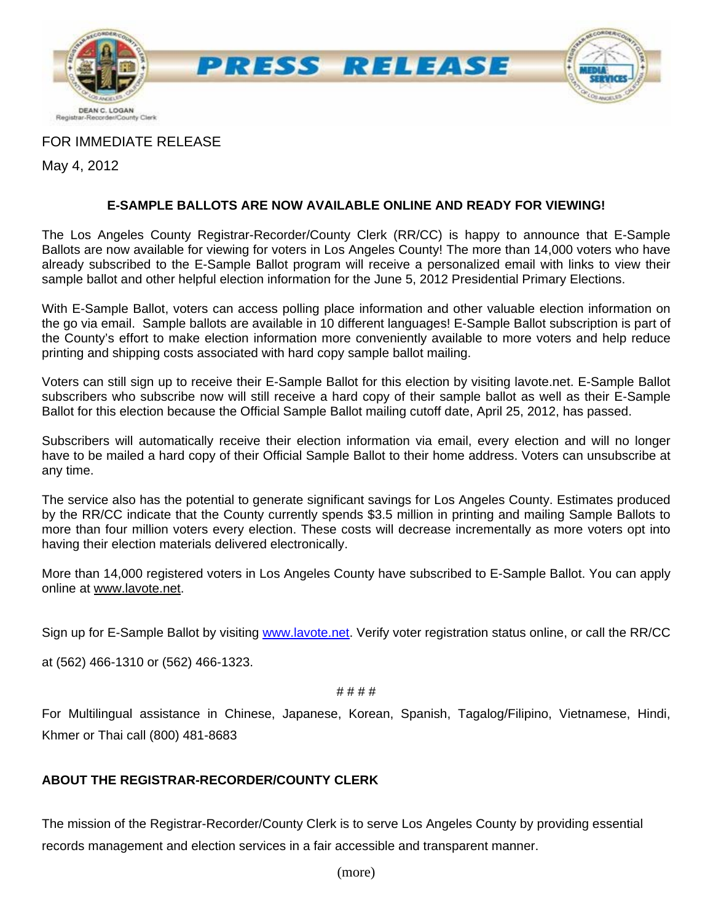# PRESS RELEASE

DEAN C. LOGAN
Registrar-Recorder/County Clerk

FOR IMMEDIATE RELEASE

May 4, 2012

**E-SAMPLE BALLOTS ARE NOW AVAILABLE ONLINE AND READY FOR VIEWING!**

The Los Angeles County Registrar-Recorder/County Clerk (RR/CC) is happy to announce that E-Sample Ballots are now available for viewing for voters in Los Angeles County! The more than 14,000 voters who have already subscribed to the E-Sample Ballot program will receive a personalized email with links to view their sample ballot and other helpful election information for the June 5, 2012 Presidential Primary Elections.

With E-Sample Ballot, voters can access polling place information and other valuable election information on the go via email. Sample ballots are available in 10 different languages! E-Sample Ballot subscription is part of the County's effort to make election information more conveniently available to more voters and help reduce printing and shipping costs associated with hard copy sample ballot mailing.

Voters can still sign up to receive their E-Sample Ballot for this election by visiting lavote.net. E-Sample Ballot subscribers who subscribe now will still receive a hard copy of their sample ballot as well as their E-Sample Ballot for this election because the Official Sample Ballot mailing cutoff date, April 25, 2012, has passed.

Subscribers will automatically receive their election information via email, every election and will no longer have to be mailed a hard copy of their Official Sample Ballot to their home address. Voters can unsubscribe at any time.

The service also has the potential to generate significant savings for Los Angeles County. Estimates produced by the RR/CC indicate that the County currently spends $3.5 million in printing and mailing Sample Ballots to more than four million voters every election. These costs will decrease incrementally as more voters opt into having their election materials delivered electronically.

More than 14,000 registered voters in Los Angeles County have subscribed to E-Sample Ballot. You can apply online at www.lavote.net.

Sign up for E-Sample Ballot by visiting www.lavote.net. Verify voter registration status online, or call the RR/CC at (562) 466-1310 or (562) 466-1323.

# # # #

For Multilingual assistance in Chinese, Japanese, Korean, Spanish, Tagalog/Filipino, Vietnamese, Hindi, Khmer or Thai call (800) 481-8683

**ABOUT THE REGISTRAR-RECORDER/COUNTY CLERK**

The mission of the Registrar-Recorder/County Clerk is to serve Los Angeles County by providing essential records management and election services in a fair accessible and transparent manner.

(more)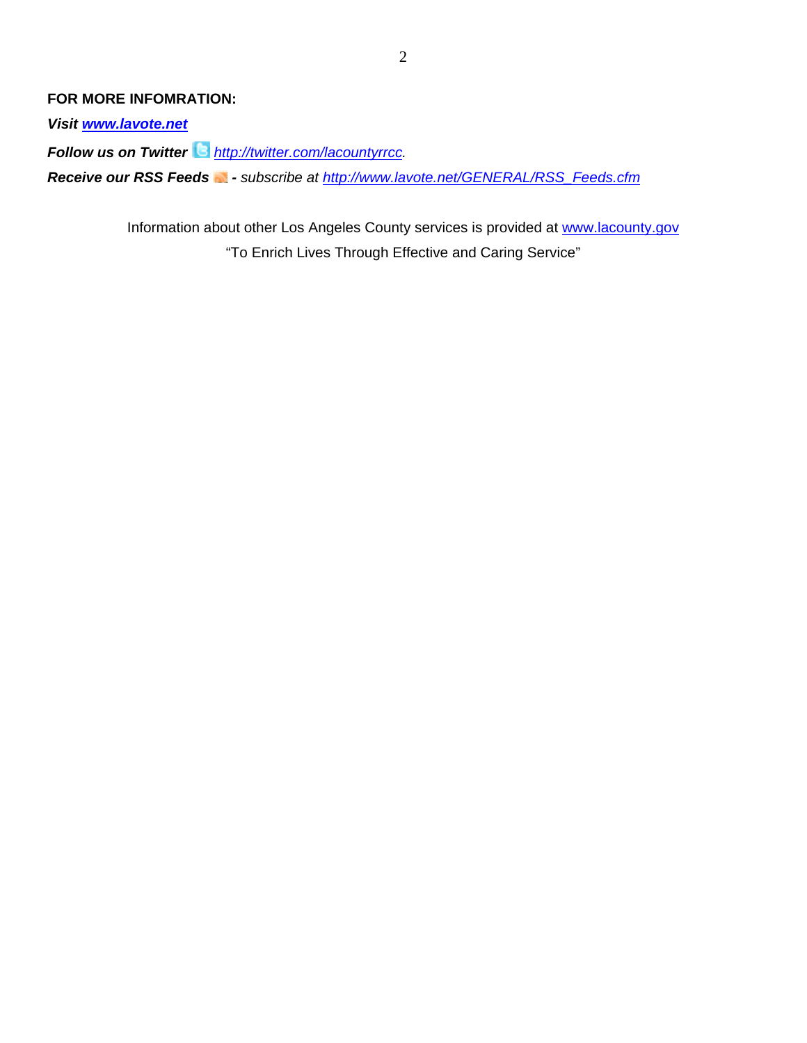**FOR MORE INFOMRATION:**

***Visit [www.lavote.net](http://www.lavote.net)***

***Follow us on Twitter*** *[http://twitter.com/lacountyrrcc](http://twitter.com/lacountyrrcc).*

***Receive our RSS Feeds*** ***-*** *subscribe at [http://www.lavote.net/GENERAL/RSS_Feeds.cfm](http://www.lavote.net/GENERAL/RSS_Feeds.cfm)*

Information about other Los Angeles County services is provided at [www.lacounty.gov](http://www.lacounty.gov)

"To Enrich Lives Through Effective and Caring Service"